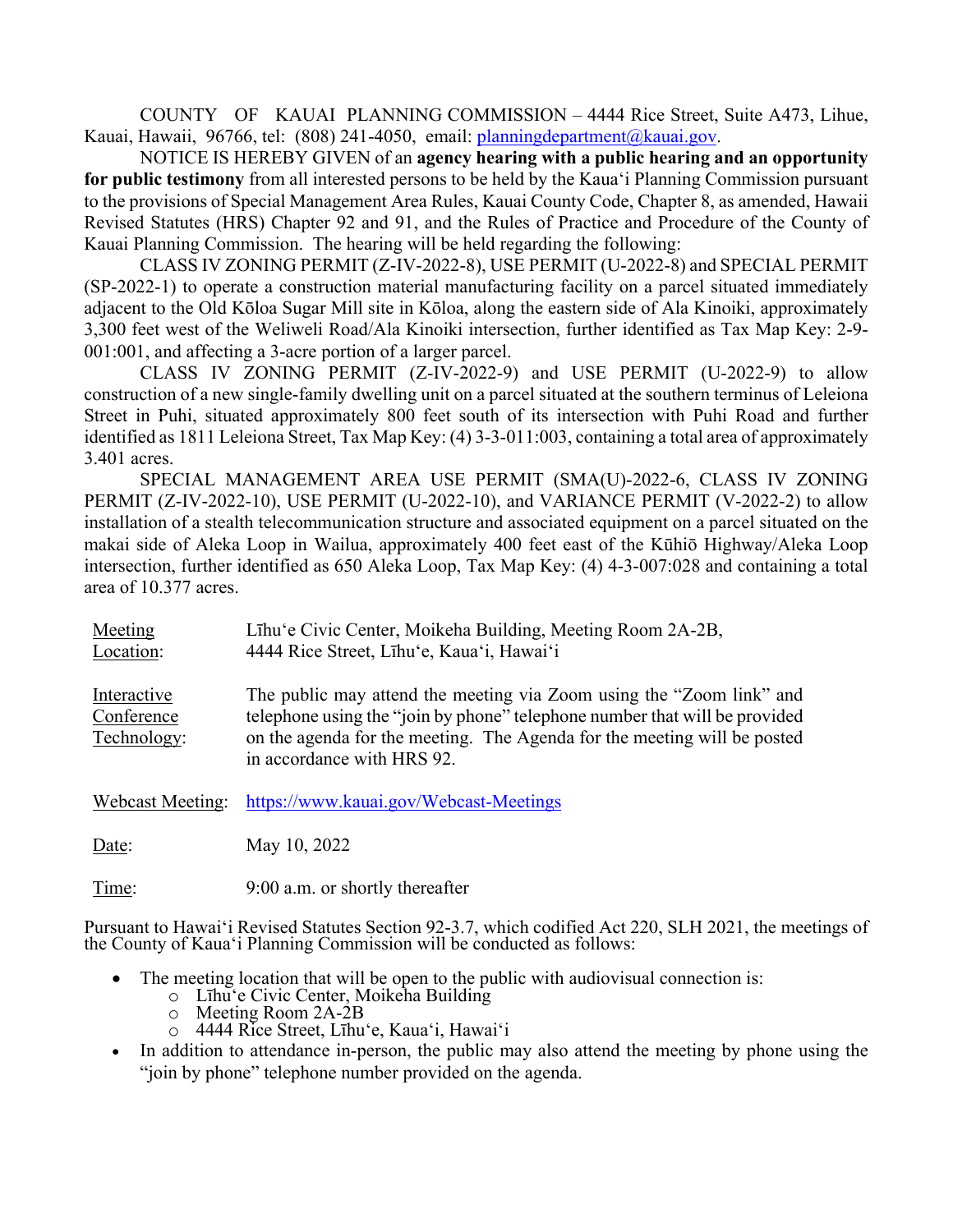COUNTY OF KAUAI PLANNING COMMISSION – 4444 Rice Street, Suite A473, Lihue, Kauai, Hawaii, 96766, tel: (808) 241-4050, email: planningdepartment@kauai.gov.

NOTICE IS HEREBY GIVEN of an **agency hearing with a public hearing and an opportunity for public testimony** from all interested persons to be held by the Kauaʻi Planning Commission pursuant to the provisions of Special Management Area Rules, Kauai County Code, Chapter 8, as amended, Hawaii Revised Statutes (HRS) Chapter 92 and 91, and the Rules of Practice and Procedure of the County of Kauai Planning Commission. The hearing will be held regarding the following:

CLASS IV ZONING PERMIT (Z-IV-2022-8), USE PERMIT (U-2022-8) and SPECIAL PERMIT (SP-2022-1) to operate a construction material manufacturing facility on a parcel situated immediately adjacent to the Old Kōloa Sugar Mill site in Kōloa, along the eastern side of Ala Kinoiki, approximately 3,300 feet west of the Weliweli Road/Ala Kinoiki intersection, further identified as Tax Map Key: 2-9-001:001, and affecting a 3-acre portion of a larger parcel.

CLASS IV ZONING PERMIT (Z-IV-2022-9) and USE PERMIT (U-2022-9) to allow construction of a new single-family dwelling unit on a parcel situated at the southern terminus of Leleiona Street in Puhi, situated approximately 800 feet south of its intersection with Puhi Road and further identified as 1811 Leleiona Street, Tax Map Key: (4) 3-3-011:003, containing a total area of approximately 3.401 acres.

SPECIAL MANAGEMENT AREA USE PERMIT (SMA(U)-2022-6, CLASS IV ZONING PERMIT (Z-IV-2022-10), USE PERMIT (U-2022-10), and VARIANCE PERMIT (V-2022-2) to allow installation of a stealth telecommunication structure and associated equipment on a parcel situated on the makai side of Aleka Loop in Wailua, approximately 400 feet east of the Kūhiō Highway/Aleka Loop intersection, further identified as 650 Aleka Loop, Tax Map Key: (4) 4-3-007:028 and containing a total area of 10.377 acres.

| | |
|---|---|
| Meeting Location: | Līhuʻe Civic Center, Moikeha Building, Meeting Room 2A-2B, 4444 Rice Street, Līhuʻe, Kauaʻi, Hawaiʻi |
| Interactive Conference Technology: | The public may attend the meeting via Zoom using the "Zoom link" and telephone using the "join by phone" telephone number that will be provided on the agenda for the meeting. The Agenda for the meeting will be posted in accordance with HRS 92. |
| Webcast Meeting: | https://www.kauai.gov/Webcast-Meetings |
| Date: | May 10, 2022 |
| Time: | 9:00 a.m. or shortly thereafter |

Pursuant to Hawaiʻi Revised Statutes Section 92-3.7, which codified Act 220, SLH 2021, the meetings of the County of Kauaʻi Planning Commission will be conducted as follows:

- The meeting location that will be open to the public with audiovisual connection is:
  - Līhuʻe Civic Center, Moikeha Building
  - Meeting Room 2A-2B
  - 4444 Rice Street, Līhuʻe, Kauaʻi, Hawaiʻi
- In addition to attendance in-person, the public may also attend the meeting by phone using the "join by phone" telephone number provided on the agenda.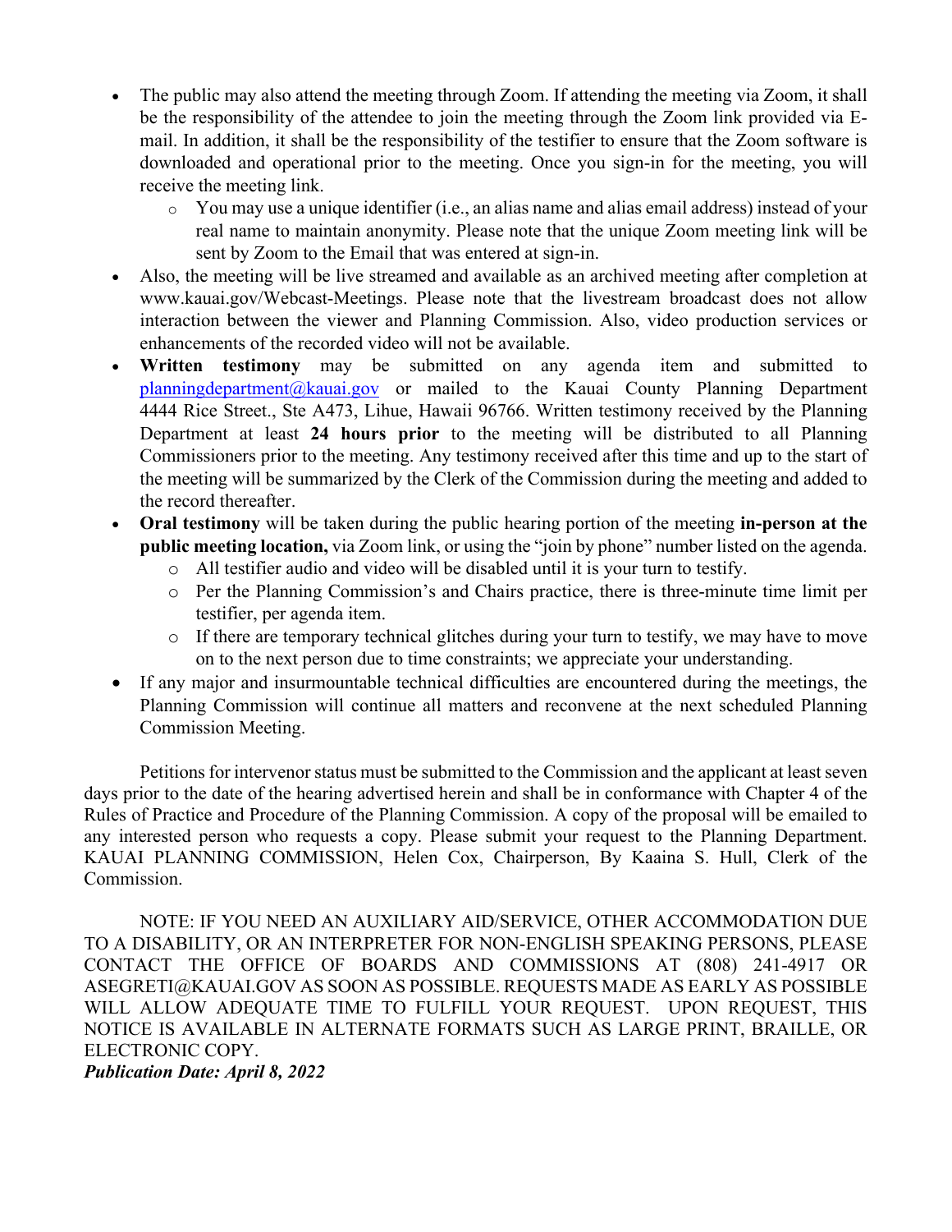- The public may also attend the meeting through Zoom. If attending the meeting via Zoom, it shall be the responsibility of the attendee to join the meeting through the Zoom link provided via E-mail. In addition, it shall be the responsibility of the testifier to ensure that the Zoom software is downloaded and operational prior to the meeting. Once you sign-in for the meeting, you will receive the meeting link.
    - You may use a unique identifier (i.e., an alias name and alias email address) instead of your real name to maintain anonymity. Please note that the unique Zoom meeting link will be sent by Zoom to the Email that was entered at sign-in.
- Also, the meeting will be live streamed and available as an archived meeting after completion at www.kauai.gov/Webcast-Meetings. Please note that the livestream broadcast does not allow interaction between the viewer and Planning Commission. Also, video production services or enhancements of the recorded video will not be available.
- **Written testimony** may be submitted on any agenda item and submitted to planningdepartment@kauai.gov or mailed to the Kauai County Planning Department 4444 Rice Street., Ste A473, Lihue, Hawaii 96766. Written testimony received by the Planning Department at least **24 hours prior** to the meeting will be distributed to all Planning Commissioners prior to the meeting. Any testimony received after this time and up to the start of the meeting will be summarized by the Clerk of the Commission during the meeting and added to the record thereafter.
- **Oral testimony** will be taken during the public hearing portion of the meeting **in-person at the public meeting location,** via Zoom link, or using the "join by phone" number listed on the agenda.
    - All testifier audio and video will be disabled until it is your turn to testify.
    - Per the Planning Commission's and Chairs practice, there is three-minute time limit per testifier, per agenda item.
    - If there are temporary technical glitches during your turn to testify, we may have to move on to the next person due to time constraints; we appreciate your understanding.
- If any major and insurmountable technical difficulties are encountered during the meetings, the Planning Commission will continue all matters and reconvene at the next scheduled Planning Commission Meeting.

Petitions for intervenor status must be submitted to the Commission and the applicant at least seven days prior to the date of the hearing advertised herein and shall be in conformance with Chapter 4 of the Rules of Practice and Procedure of the Planning Commission. A copy of the proposal will be emailed to any interested person who requests a copy. Please submit your request to the Planning Department. KAUAI PLANNING COMMISSION, Helen Cox, Chairperson, By Kaaina S. Hull, Clerk of the Commission.

NOTE: IF YOU NEED AN AUXILIARY AID/SERVICE, OTHER ACCOMMODATION DUE TO A DISABILITY, OR AN INTERPRETER FOR NON-ENGLISH SPEAKING PERSONS, PLEASE CONTACT THE OFFICE OF BOARDS AND COMMISSIONS AT (808) 241-4917 OR ASEGRETI@KAUAI.GOV AS SOON AS POSSIBLE. REQUESTS MADE AS EARLY AS POSSIBLE WILL ALLOW ADEQUATE TIME TO FULFILL YOUR REQUEST. UPON REQUEST, THIS NOTICE IS AVAILABLE IN ALTERNATE FORMATS SUCH AS LARGE PRINT, BRAILLE, OR ELECTRONIC COPY.

***Publication Date: April 8, 2022***